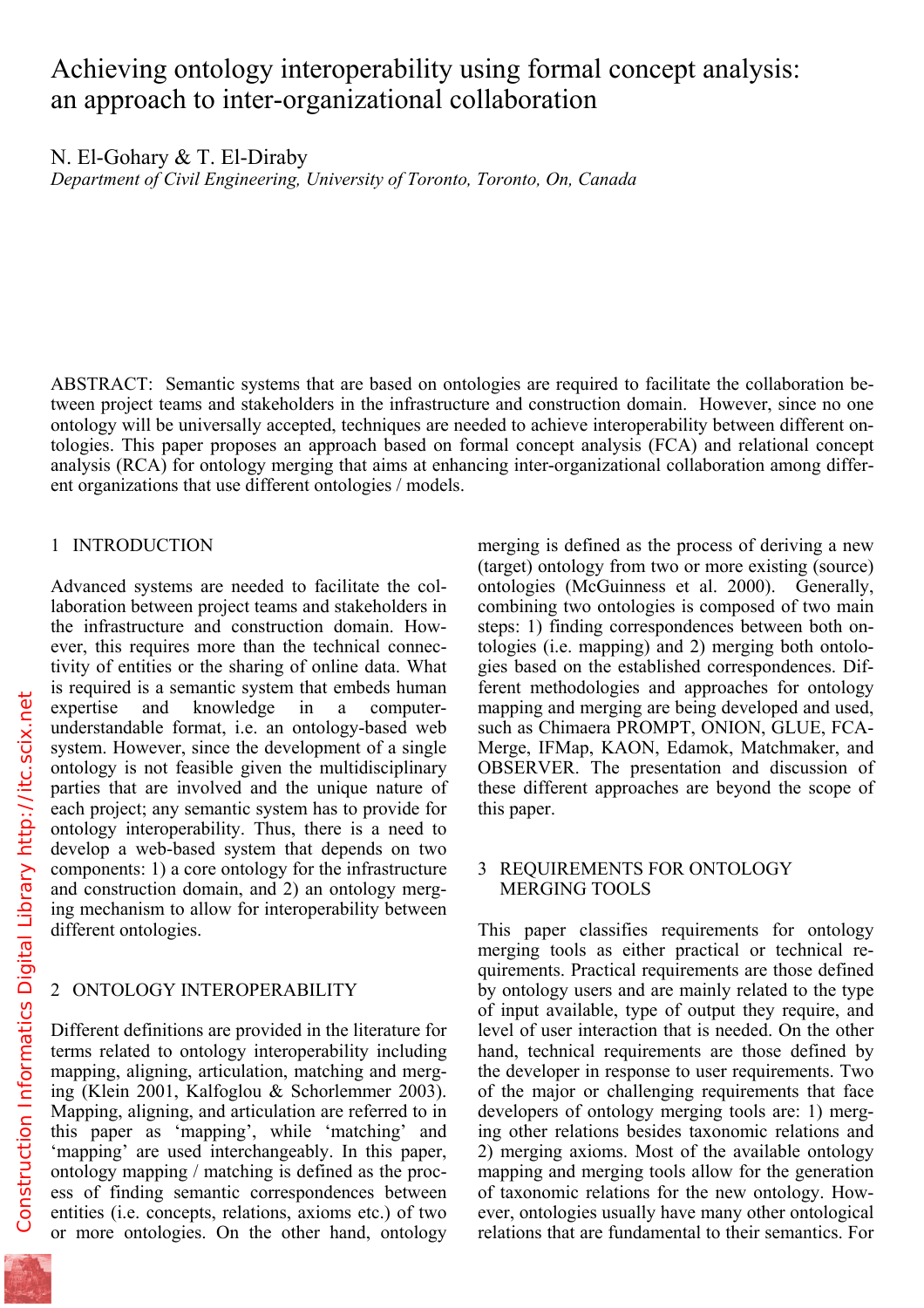# Achieving ontology interoperability using formal concept analysis: an approach to inter-organizational collaboration

N. El-Gohary & T. El-Diraby

*Department of Civil Engineering, University of Toronto, Toronto, On, Canada*

ABSTRACT: Semantic systems that are based on ontologies are required to facilitate the collaboration between project teams and stakeholders in the infrastructure and construction domain. However, since no one ontology will be universally accepted, techniques are needed to achieve interoperability between different ontologies. This paper proposes an approach based on formal concept analysis (FCA) and relational concept analysis (RCA) for ontology merging that aims at enhancing inter-organizational collaboration among different organizations that use different ontologies / models.

## 1 INTRODUCTION

Advanced systems are needed to facilitate the collaboration between project teams and stakeholders in the infrastructure and construction domain. However, this requires more than the technical connectivity of entities or the sharing of online data. What is required is a semantic system that embeds human expertise and knowledge in a computer-understandable format, i.e. an ontology-based web system. However, since the development of a single ontology is not feasible given the multidisciplinary parties that are involved and the unique nature of each project; any semantic system has to provide for ontology interoperability. Thus, there is a need to develop a web-based system that depends on two components: 1) a core ontology for the infrastructure and construction domain, and 2) an ontology merging mechanism to allow for interoperability between different ontologies.

## 2 ONTOLOGY INTEROPERABILITY

Different definitions are provided in the literature for terms related to ontology interoperability including mapping, aligning, articulation, matching and merging (Klein 2001, Kalfoglou & Schorlemmer 2003). Mapping, aligning, and articulation are referred to in this paper as 'mapping', while 'matching' and 'mapping' are used interchangeably. In this paper, ontology mapping / matching is defined as the process of finding semantic correspondences between entities (i.e. concepts, relations, axioms etc.) of two or more ontologies. On the other hand, ontology merging is defined as the process of deriving a new (target) ontology from two or more existing (source) ontologies (McGuinness et al. 2000). Generally, combining two ontologies is composed of two main steps: 1) finding correspondences between both ontologies (i.e. mapping) and 2) merging both ontologies based on the established correspondences. Different methodologies and approaches for ontology mapping and merging are being developed and used, such as Chimaera PROMPT, ONION, GLUE, FCA-Merge, IFMap, KAON, Edamok, Matchmaker, and OBSERVER. The presentation and discussion of these different approaches are beyond the scope of this paper.

## 3 REQUIREMENTS FOR ONTOLOGY MERGING TOOLS

This paper classifies requirements for ontology merging tools as either practical or technical requirements. Practical requirements are those defined by ontology users and are mainly related to the type of input available, type of output they require, and level of user interaction that is needed. On the other hand, technical requirements are those defined by the developer in response to user requirements. Two of the major or challenging requirements that face developers of ontology merging tools are: 1) merging other relations besides taxonomic relations and 2) merging axioms. Most of the available ontology mapping and merging tools allow for the generation of taxonomic relations for the new ontology. However, ontologies usually have many other ontological relations that are fundamental to their semantics. For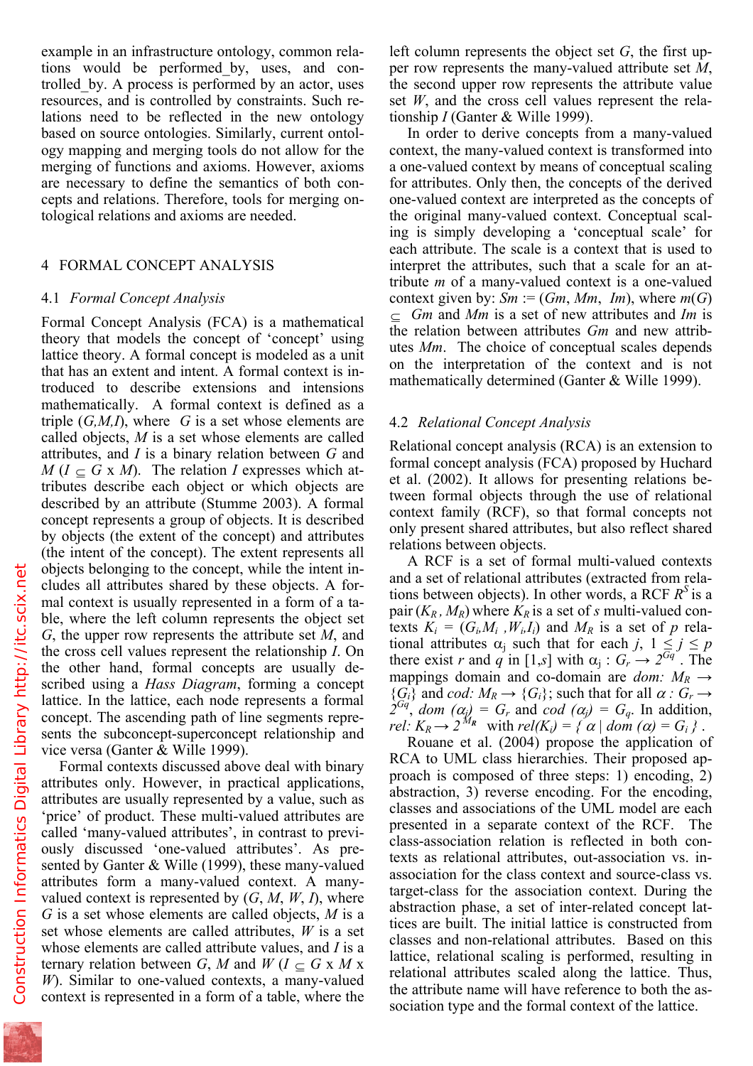example in an infrastructure ontology, common relations would be performed_by, uses, and controlled_by. A process is performed by an actor, uses resources, and is controlled by constraints. Such relations need to be reflected in the new ontology based on source ontologies. Similarly, current ontology mapping and merging tools do not allow for the merging of functions and axioms. However, axioms are necessary to define the semantics of both concepts and relations. Therefore, tools for merging ontological relations and axioms are needed.

## 4 FORMAL CONCEPT ANALYSIS

### 4.1 *Formal Concept Analysis*

Formal Concept Analysis (FCA) is a mathematical theory that models the concept of 'concept' using lattice theory. A formal concept is modeled as a unit that has an extent and intent. A formal context is introduced to describe extensions and intensions mathematically. A formal context is defined as a triple $(G,M,I)$, where $G$ is a set whose elements are called objects, $M$ is a set whose elements are called attributes, and $I$ is a binary relation between $G$ and $M$ ($I \subseteq G \times M$). The relation $I$ expresses which attributes describe each object or which objects are described by an attribute (Stumme 2003). A formal concept represents a group of objects. It is described by objects (the extent of the concept) and attributes (the intent of the concept). The extent represents all objects belonging to the concept, while the intent includes all attributes shared by these objects. A formal context is usually represented in a form of a table, where the left column represents the object set $G$, the upper row represents the attribute set $M$, and the cross cell values represent the relationship $I$. On the other hand, formal concepts are usually described using a *Hass Diagram*, forming a concept lattice. In the lattice, each node represents a formal concept. The ascending path of line segments represents the subconcept-superconcept relationship and vice versa (Ganter & Wille 1999).

Formal contexts discussed above deal with binary attributes only. However, in practical applications, attributes are usually represented by a value, such as 'price' of product. These multi-valued attributes are called 'many-valued attributes', in contrast to previously discussed 'one-valued' attributes'. As presented by Ganter & Wille (1999), these many-valued attributes form a many-valued context. A many-valued context is represented by $(G, M, W, I)$, where $G$ is a set whose elements are called objects, $M$ is a set whose elements are called attributes, $W$ is a set whose elements are called attribute values, and $I$ is a ternary relation between $G$, $M$ and $W$ ($I \subseteq G \times M \times W$). Similar to one-valued contexts, a many-valued context is represented in a form of a table, where the left column represents the object set $G$, the first upper row represents the many-valued attribute set $M$, the second upper row represents the attribute value set $W$, and the cross cell values represent the relationship $I$ (Ganter & Wille 1999).

In order to derive concepts from a many-valued context, the many-valued context is transformed into a one-valued context by means of conceptual scaling for attributes. Only then, the concepts of the derived one-valued context are interpreted as the concepts of the original many-valued context. Conceptual scaling is simply developing a 'conceptual scale' for each attribute. The scale is a context that is used to interpret the attributes, such that a scale for an attribute $m$ of a many-valued context is a one-valued context given by: $Sm := (Gm, Mm, Im)$, where $m(G) \subseteq Gm$ and $Mm$ is a set of new attributes and $Im$ is the relation between attributes $Gm$ and new attributes $Mm$. The choice of conceptual scales depends on the interpretation of the context and is not mathematically determined (Ganter & Wille 1999).

### 4.2 *Relational Concept Analysis*

Relational concept analysis (RCA) is an extension to formal concept analysis (FCA) proposed by Huchard et al. (2002). It allows for presenting relations between formal objects through the use of relational context family (RCF), so that formal concepts not only present shared attributes, but also reflect shared relations between objects.

A RCF is a set of formal multi-valued contexts and a set of relational attributes (extracted from relations between objects). In other words, a RCF $R^S$ is a pair $(K_R, M_R)$ where $K_R$ is a set of $s$ multi-valued contexts $K_i = (G_i, M_i, W_i, I_i)$ and $M_R$ is a set of $p$ relational attributes $\alpha_j$ such that for each $j$, $1 \leq j \leq p$ there exist $r$ and $q$ in $[1,s]$ with $\alpha_j : G_r \rightarrow 2^{G_q}$. The mappings domain and co-domain are $dom: M_R \rightarrow \{G_i\}$ and $cod: M_R \rightarrow \{G_i\}$; such that for all $\alpha : G_r \rightarrow 2^{G_q}$, $dom\ (\alpha_j) = G_r$ and $cod\ (\alpha_j) = G_q$. In addition, $rel: K_R \rightarrow 2^{M_R}$ with $rel(K_i) = \{\ \alpha \mid dom\ (\alpha) = G_i\ \}$.

Rouane et al. (2004) propose the application of RCA to UML class hierarchies. Their proposed approach is composed of three steps: 1) encoding, 2) abstraction, 3) reverse encoding. For the encoding, classes and associations of the UML model are each presented in a separate context of the RCF. The class-association relation is reflected in both contexts as relational attributes, out-association vs. in-association for the class context and source-class vs. target-class for the association context. During the abstraction phase, a set of inter-related concept lattices are built. The initial lattice is constructed from classes and non-relational attributes. Based on this lattice, relational scaling is performed, resulting in relational attributes scaled along the lattice. Thus, the attribute name will have reference to both the association type and the formal context of the lattice.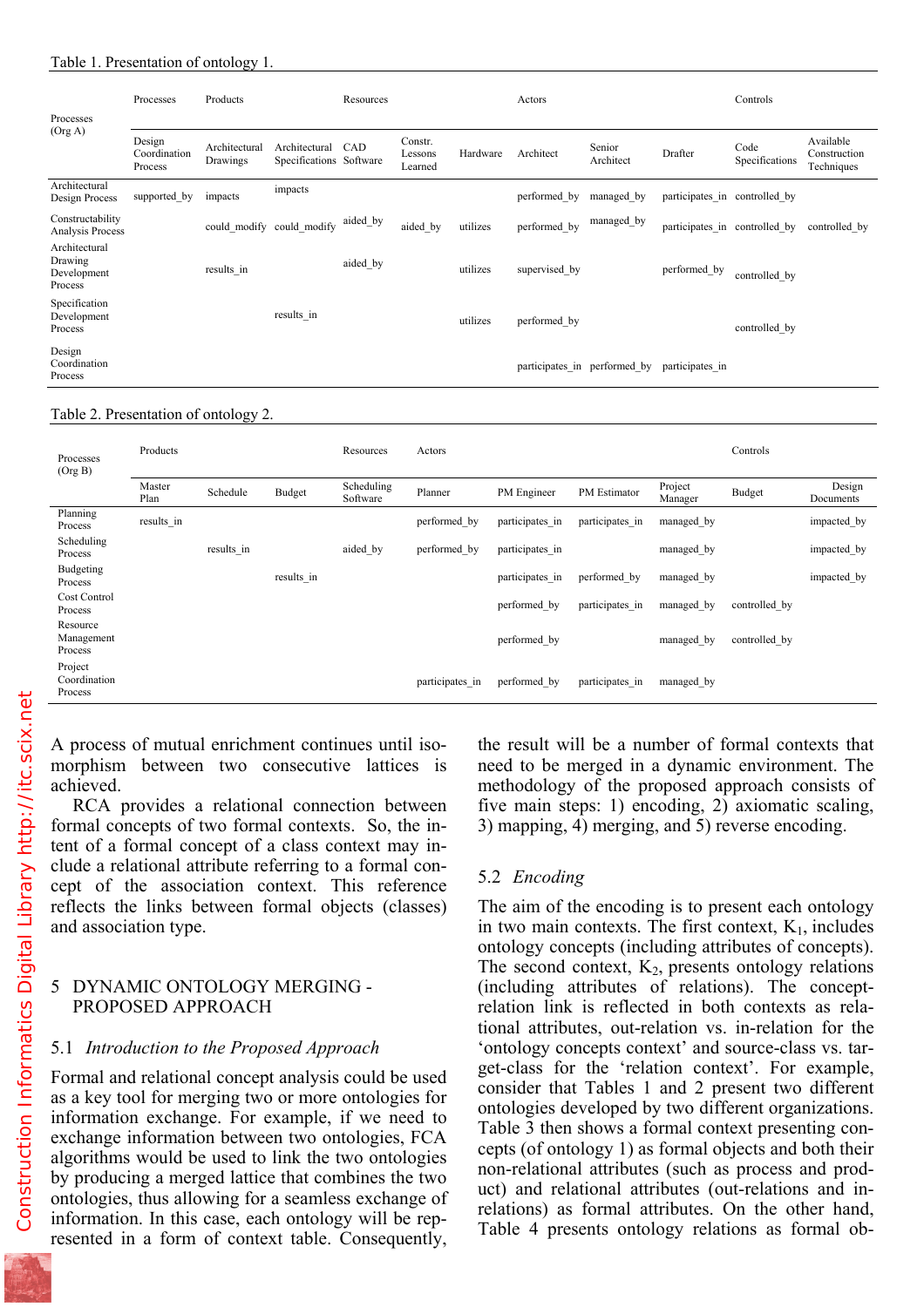Table 1. Presentation of ontology 1.

| Processes (Org A) | Processes | Products | | Resources | | | Actors | | | Controls | |
|---|---|---|---|---|---|---|---|---|---|---|---|
| | Design Coordination Process | Architectural Drawings | Architectural Specifications | CAD Software | Constr. Lessons Learned | Hardware | Architect | Senior Architect | Drafter | Code Specifications | Available Construction Techniques |
| Architectural Design Process | supported_by | impacts | impacts | | | | performed_by | managed_by | participates_in | controlled_by | |
| Constructability Analysis Process | | could_modify | could_modify | aided_by | aided_by | utilizes | performed_by | managed_by | participates_in | controlled_by | controlled_by |
| Architectural Drawing Development Process | | results_in | | aided_by | | utilizes | supervised_by | | performed_by | controlled_by | |
| Specification Development Process | | | results_in | | | utilizes | performed_by | | | controlled_by | |
| Design Coordination Process | | | | | | | participates_in | performed_by | participates_in | | |

Table 2. Presentation of ontology 2.

| Processes (Org B) | Products | | | Resources | Actors | | | | Controls | |
|---|---|---|---|---|---|---|---|---|---|---|
| | Master Plan | Schedule | Budget | Scheduling Software | Planner | PM Engineer | PM Estimator | Project Manager | Budget | Design Documents |
| Planning Process | results_in | | | | performed_by | participates_in | participates_in | managed_by | | impacted_by |
| Scheduling Process | | results_in | | aided_by | performed_by | participates_in | | managed_by | | impacted_by |
| Budgeting Process | | | results_in | | | participates_in | performed_by | managed_by | | impacted_by |
| Cost Control Process | | | | | | performed_by | participates_in | managed_by | controlled_by | |
| Resource Management Process | | | | | | performed_by | | managed_by | controlled_by | |
| Project Coordination Process | | | | | participates_in | performed_by | participates_in | managed_by | | |

A process of mutual enrichment continues until isomorphism between two consecutive lattices is achieved.

RCA provides a relational connection between formal concepts of two formal contexts. So, the intent of a formal concept of a class context may include a relational attribute referring to a formal concept of the association context. This reference reflects the links between formal objects (classes) and association type.

## 5 DYNAMIC ONTOLOGY MERGING - PROPOSED APPROACH

### 5.1 *Introduction to the Proposed Approach*

Formal and relational concept analysis could be used as a key tool for merging two or more ontologies for information exchange. For example, if we need to exchange information between two ontologies, FCA algorithms would be used to link the two ontologies by producing a merged lattice that combines the two ontologies, thus allowing for a seamless exchange of information. In this case, each ontology will be represented in a form of context table. Consequently, the result will be a number of formal contexts that need to be merged in a dynamic environment. The methodology of the proposed approach consists of five main steps: 1) encoding, 2) axiomatic scaling, 3) mapping, 4) merging, and 5) reverse encoding.

### 5.2 *Encoding*

The aim of the encoding is to present each ontology in two main contexts. The first context, $K_1$, includes ontology concepts (including attributes of concepts). The second context, $K_2$, presents ontology relations (including attributes of relations). The concept-relation link is reflected in both contexts as relational attributes, out-relation vs. in-relation for the 'ontology concepts context' and source-class vs. target-class for the 'relation context'. For example, consider that Tables 1 and 2 present two different ontologies developed by two different organizations. Table 3 then shows a formal context presenting concepts (of ontology 1) as formal objects and both their non-relational attributes (such as process and product) and relational attributes (out-relations and in-relations) as formal attributes. On the other hand, Table 4 presents ontology relations as formal ob-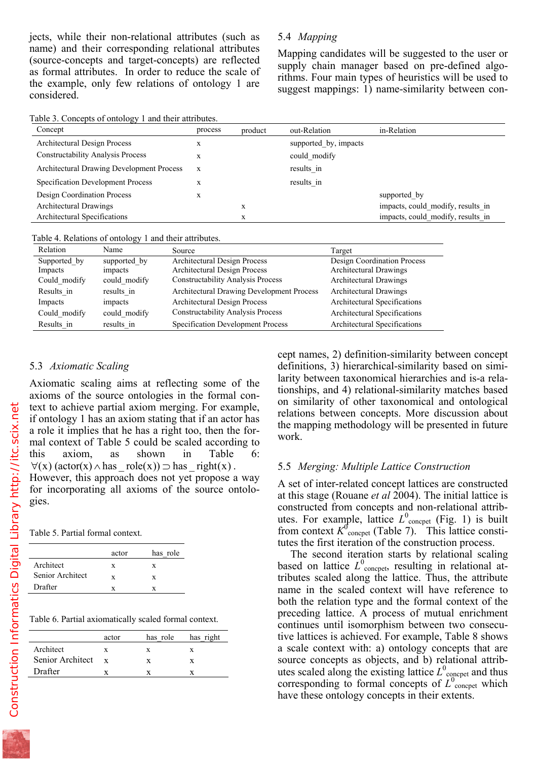jects, while their non-relational attributes (such as name) and their corresponding relational attributes (source-concepts and target-concepts) are reflected as formal attributes. In order to reduce the scale of the example, only few relations of ontology 1 are considered.

Table 3. Concepts of ontology 1 and their attributes.

| Concept | process | product | out-Relation | in-Relation |
|---|---|---|---|---|
| Architectural Design Process | x | | supported_by, impacts | |
| Constructability Analysis Process | x | | could_modify | |
| Architectural Drawing Development Process | x | | results_in | |
| Specification Development Process | x | | results_in | |
| Design Coordination Process | x | | | supported_by |
| Architectural Drawings | | x | | impacts, could_modify, results_in |
| Architectural Specifications | | x | | impacts, could_modify, results_in |

Table 4. Relations of ontology 1 and their attributes.

| Relation | Name | Source | Target |
|---|---|---|---|
| Supported_by | supported_by | Architectural Design Process | Design Coordination Process |
| Impacts | impacts | Architectural Design Process | Architectural Drawings |
| Could_modify | could_modify | Constructability Analysis Process | Architectural Drawings |
| Results_in | results_in | Architectural Drawing Development Process | Architectural Drawings |
| Impacts | impacts | Architectural Design Process | Architectural Specifications |
| Could_modify | could_modify | Constructability Analysis Process | Architectural Specifications |
| Results_in | results_in | Specification Development Process | Architectural Specifications |

### 5.3 *Axiomatic Scaling*

Axiomatic scaling aims at reflecting some of the axioms of the source ontologies in the formal context to achieve partial axiom merging. For example, if ontology 1 has an axiom stating that if an actor has a role it implies that he has a right too, then the formal context of Table 5 could be scaled according to this axiom, as shown in Table 6: $\forall(x)\ (actor(x) \wedge has\_role(x)) \supset has\_right(x)$. However, this approach does not yet propose a way for incorporating all axioms of the source ontologies.

Table 5. Partial formal context.

| | actor | has_role |
|---|---|---|
| Architect | x | x |
| Senior Architect | x | x |
| Drafter | x | x |

Table 6. Partial axiomatically scaled formal context.

| | actor | has_role | has_right |
|---|---|---|---|
| Architect | x | x | x |
| Senior Architect | x | x | x |
| Drafter | x | x | x |

### 5.4 *Mapping*

Mapping candidates will be suggested to the user or supply chain manager based on pre-defined algorithms. Four main types of heuristics will be used to suggest mappings: 1) name-similarity between concept names, 2) definition-similarity between concept definitions, 3) hierarchical-similarity based on similarity between taxonomical hierarchies and is-a relationships, and 4) relational-similarity matches based on similarity of other taxonomical and ontological relations between concepts. More discussion about the mapping methodology will be presented in future work.

### 5.5 *Merging: Multiple Lattice Construction*

A set of inter-related concept lattices are constructed at this stage (Rouane *et al* 2004). The initial lattice is constructed from concepts and non-relational attributes. For example, lattice $L^0_{concpet}$ (Fig. 1) is built from context $K^0_{concpet}$ (Table 7). This lattice constitutes the first iteration of the construction process.

The second iteration starts by relational scaling based on lattice $L^0_{concpet}$, resulting in relational attributes scaled along the lattice. Thus, the attribute name in the scaled context will have reference to both the relation type and the formal context of the preceding lattice. A process of mutual enrichment continues until isomorphism between two consecutive lattices is achieved. For example, Table 8 shows a scale context with: a) ontology concepts that are source concepts as objects, and b) relational attributes scaled along the existing lattice $L^0_{concpet}$ and thus corresponding to formal concepts of $L^0_{concpet}$ which have these ontology concepts in their extents.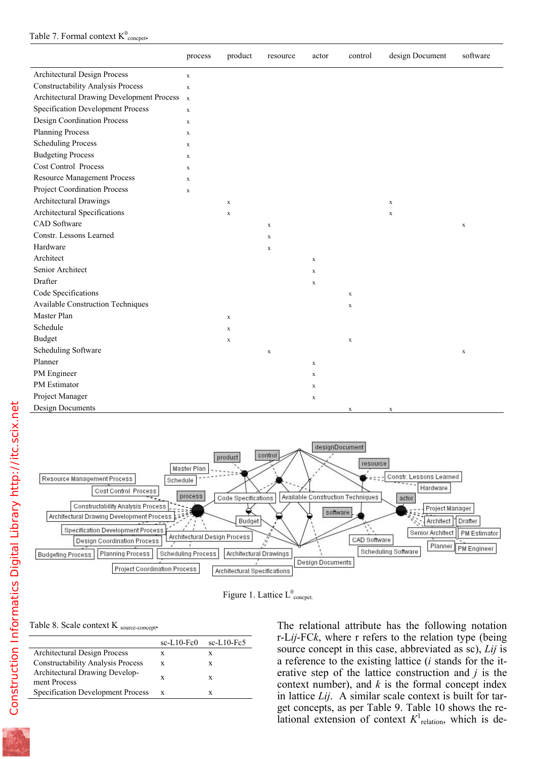Table 7. Formal context $K^0_{concpet}$.

| | process | product | resource | actor | control | design Document | software |
|---|---|---|---|---|---|---|---|
| Architectural Design Process | x | | | | | | |
| Constructability Analysis Process | x | | | | | | |
| Architectural Drawing Development Process | x | | | | | | |
| Specification Development Process | x | | | | | | |
| Design Coordination Process | x | | | | | | |
| Planning Process | x | | | | | | |
| Scheduling Process | x | | | | | | |
| Budgeting Process | x | | | | | | |
| Cost Control Process | x | | | | | | |
| Resource Management Process | x | | | | | | |
| Project Coordination Process | x | | | | | | |
| Architectural Drawings | | x | | | | x | |
| Architectural Specifications | | x | | | | x | |
| CAD Software | | | x | | | | x |
| Constr. Lessons Learned | | | x | | | | |
| Hardware | | | x | | | | |
| Architect | | | | x | | | |
| Senior Architect | | | | x | | | |
| Drafter | | | | x | | | |
| Code Specifications | | | | | x | | |
| Available Construction Techniques | | | | | x | | |
| Master Plan | | x | | | | | |
| Schedule | | x | | | | | |
| Budget | | x | | | x | | |
| Scheduling Software | | | x | | | | x |
| Planner | | | | x | | | |
| PM Engineer | | | | x | | | |
| PM Estimator | | | | x | | | |
| Project Manager | | | | x | | | |
| Design Documents | | | | | x | x | |

Figure 1. Lattice $L^0_{concept}$.

Table 8. Scale context $K_{source\text{-}concept}$.

| | sc-L10-Fc0 | sc-L10-Fc5 |
|---|---|---|
| Architectural Design Process | x | x |
| Constructability Analysis Process | x | x |
| Architectural Drawing Development Process | x | x |
| Specification Development Process | x | x |

The relational attribute has the following notation r-L*ij*-FC*k*, where r refers to the relation type (being source concept in this case, abbreviated as sc), *Lij* is a reference to the existing lattice (*i* stands for the iterative step of the lattice construction and *j* is the context number), and *k* is the formal concept index in lattice *Lij*. A similar scale context is built for target concepts, as per Table 9. Table 10 shows the relational extension of context $K^1_{relation}$, which is de-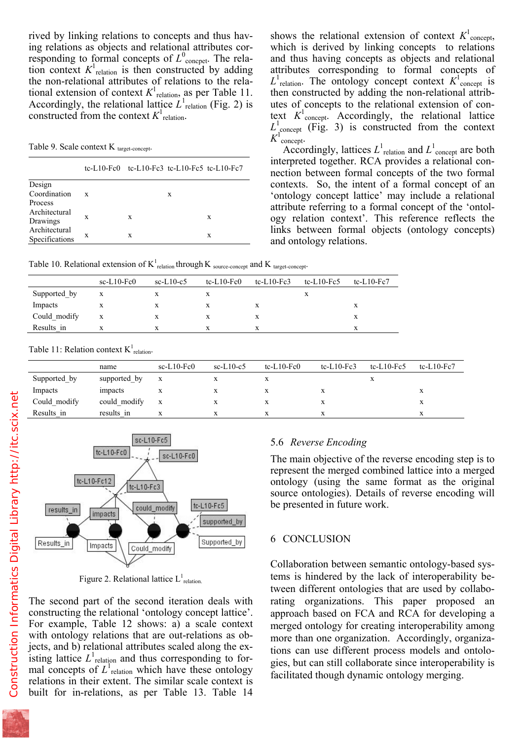rived by linking relations to concepts and thus having relations as objects and relational attributes corresponding to formal concepts of $L^0_{concept}$. The relation context $K^1_{relation}$ is then constructed by adding the non-relational attributes of relations to the relational extension of context $K^1_{relation}$, as per Table 11. Accordingly, the relational lattice $L^1_{relation}$ (Fig. 2) is constructed from the context $K^1_{relation}$.

Table 9. Scale context K $_{target\text{-}concept}$.

| | tc-L10-Fc0 | tc-L10-Fc3 | tc-L10-Fc5 | tc-L10-Fc7 |
|---|---|---|---|---|
| Design Coordination Process | x | | x | |
| Architectural Drawings | x | x | | x |
| Architectural Specifications | x | x | | x |

Table 10. Relational extension of $K^1_{relation}$ through K $_{source\text{-}concept}$ and K $_{target\text{-}concept}$.

| | sc-L10-Fc0 | sc-L10-c5 | tc-L10-Fc0 | tc-L10-Fc3 | tc-L10-Fc5 | tc-L10-Fc7 |
|---|---|---|---|---|---|---|
| Supported_by | x | x | x | | x | |
| Impacts | x | x | x | x | | x |
| Could_modify | x | x | x | x | | x |
| Results_in | x | x | x | x | | x |

Table 11: Relation context $K^1_{relation}$.

| | name | sc-L10-Fc0 | sc-L10-c5 | tc-L10-Fc0 | tc-L10-Fc3 | tc-L10-Fc5 | tc-L10-Fc7 |
|---|---|---|---|---|---|---|---|
| Supported_by | supported_by | x | x | x | | x | |
| Impacts | impacts | x | x | x | x | | x |
| Could_modify | could_modify | x | x | x | x | | x |
| Results_in | results_in | x | x | x | x | | x |

Figure 2. Relational lattice $L^1_{relation}$.

The second part of the second iteration deals with constructing the relational 'ontology concept lattice'. For example, Table 12 shows: a) a scale context with ontology relations that are out-relations as objects, and b) relational attributes scaled along the existing lattice $L^1_{relation}$ and thus corresponding to formal concepts of $L^1_{relation}$ which have these ontology relations in their extent. The similar scale context is built for in-relations, as per Table 13. Table 14 shows the relational extension of context $K^1_{concept}$, which is derived by linking concepts to relations and thus having concepts as objects and relational attributes corresponding to formal concepts of $L^1_{relation}$. The ontology concept context $K^1_{concept}$ is then constructed by adding the non-relational attributes of concepts to the relational extension of context $K^1_{concept}$. Accordingly, the relational lattice $L^1_{concept}$ (Fig. 3) is constructed from the context $K^1_{concept}$.

Accordingly, lattices $L^1_{relation}$ and $L^1_{concept}$ are both interpreted together. RCA provides a relational connection between formal concepts of the two formal contexts. So, the intent of a formal concept of an 'ontology concept lattice' may include a relational attribute referring to a formal concept of the 'ontology relation context'. This reference reflects the links between formal objects (ontology concepts) and ontology relations.

### 5.6 *Reverse Encoding*

The main objective of the reverse encoding step is to represent the merged combined lattice into a merged ontology (using the same format as the original source ontologies). Details of reverse encoding will be presented in future work.

## 6 CONCLUSION

Collaboration between semantic ontology-based systems is hindered by the lack of interoperability between different ontologies that are used by collaborating organizations. This paper proposed an approach based on FCA and RCA for developing a merged ontology for creating interoperability among more than one organization. Accordingly, organizations can use different process models and ontologies, but can still collaborate since interoperability is facilitated though dynamic ontology merging.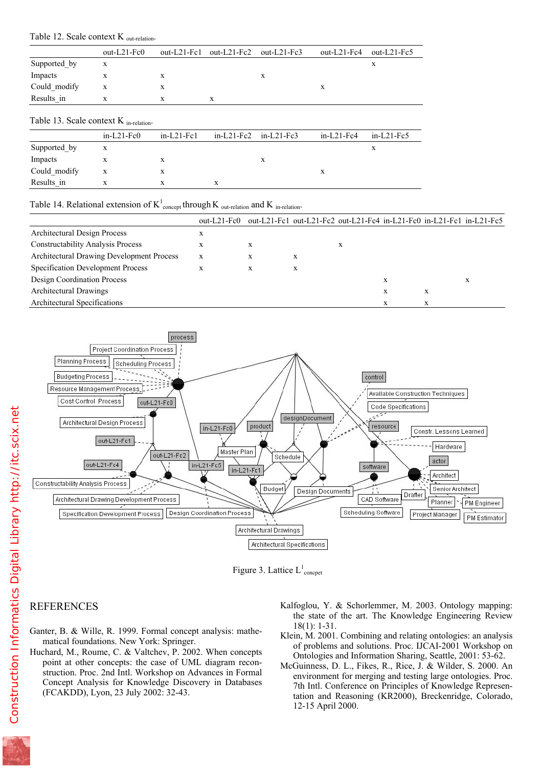Table 12. Scale context K $_{\text{out-relation}}$.

| | out-L21-Fc0 | out-L21-Fc1 | out-L21-Fc2 | out-L21-Fc3 | out-L21-Fc4 | out-L21-Fc5 |
|---|---|---|---|---|---|---|
| Supported_by | x | | | | | x |
| Impacts | x | x | | x | | |
| Could_modify | x | x | | | x | |
| Results_in | x | x | x | | | |

Table 13. Scale context K $_{\text{in-relation}}$.

| | in-L21-Fc0 | in-L21-Fc1 | in-L21-Fc2 | in-L21-Fc3 | in-L21-Fc4 | in-L21-Fc5 |
|---|---|---|---|---|---|---|
| Supported_by | x | | | | | x |
| Impacts | x | x | | x | | |
| Could_modify | x | x | | | x | |
| Results_in | x | x | x | | | |

Table 14. Relational extension of K$^{1}_{\text{concept}}$ through K $_{\text{out-relation}}$ and K $_{\text{in-relation}}$.

| | out-L21-Fc0 | out-L21-Fc1 | out-L21-Fc2 | out-L21-Fc4 | in-L21-Fc0 | in-L21-Fc1 | in-L21-Fc5 |
|---|---|---|---|---|---|---|---|
| Architectural Design Process | x | | | | | | |
| Constructability Analysis Process | x | x | | x | | | |
| Architectural Drawing Development Process | x | x | x | | | | |
| Specification Development Process | x | x | x | | | | |
| Design Coordination Process | | | | | x | | x |
| Architectural Drawings | | | | | x | x | |
| Architectural Specifications | | | | | x | x | |

Figure 3. Lattice L$^{1}_{\text{concpet}}$

## REFERENCES

Ganter, B. & Wille, R. 1999. Formal concept analysis: mathematical foundations. New York: Springer.

Huchard, M., Roume, C. & Valtchev, P. 2002. When concepts point at other concepts: the case of UML diagram reconstruction. Proc. 2nd Intl. Workshop on Advances in Formal Concept Analysis for Knowledge Discovery in Databases (FCAKDD), Lyon, 23 July 2002: 32-43.

Kalfoglou, Y. & Schorlemmer, M. 2003. Ontology mapping: the state of the art. The Knowledge Engineering Review 18(1): 1-31.

Klein, M. 2001. Combining and relating ontologies: an analysis of problems and solutions. Proc. IJCAI-2001 Workshop on Ontologies and Information Sharing, Seattle, 2001: 53-62.

McGuinness, D. L., Fikes, R., Rice, J. & Wilder, S. 2000. An environment for merging and testing large ontologies. Proc. 7th Intl. Conference on Principles of Knowledge Representation and Reasoning (KR2000), Breckenridge, Colorado, 12-15 April 2000.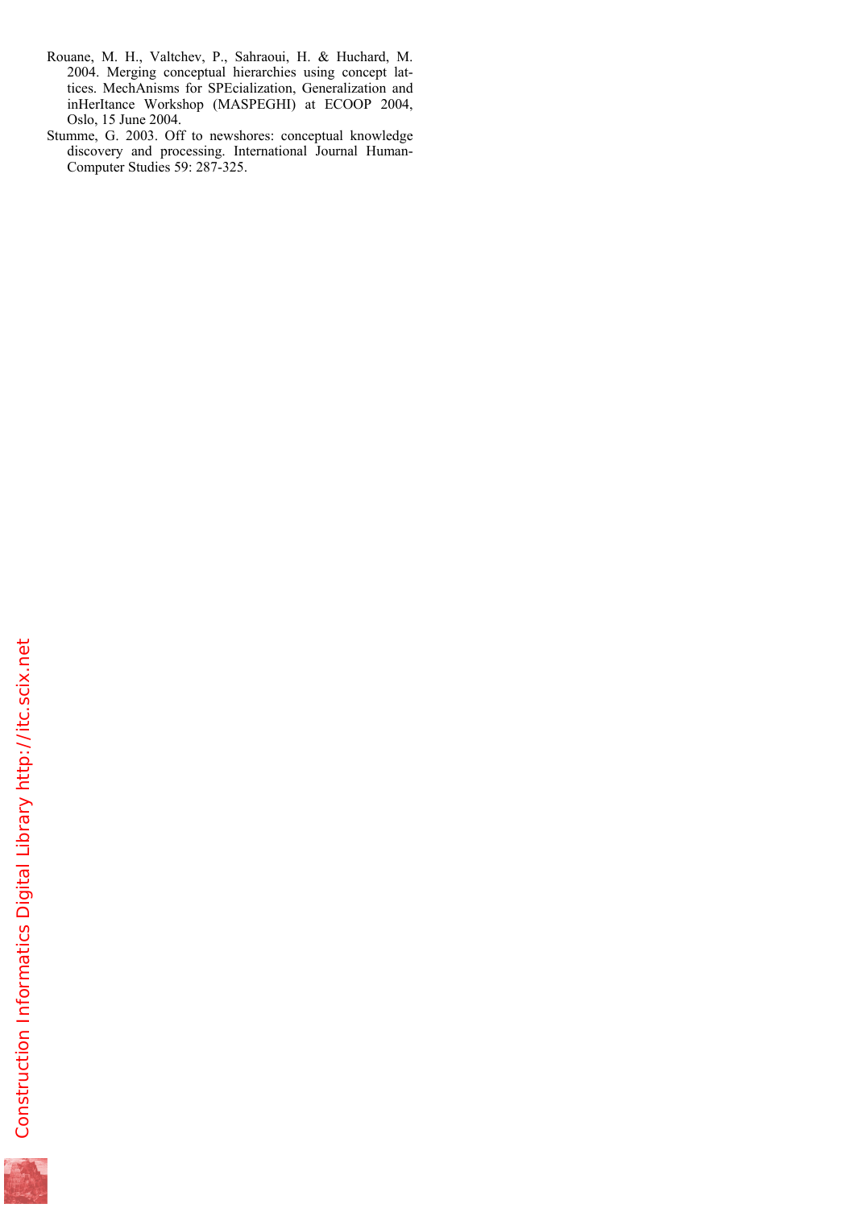Rouane, M. H., Valtchev, P., Sahraoui, H. & Huchard, M. 2004. Merging conceptual hierarchies using concept lattices. MechAnisms for SPEcialization, Generalization and inHerItance Workshop (MASPEGHI) at ECOOP 2004, Oslo, 15 June 2004.

Stumme, G. 2003. Off to newshores: conceptual knowledge discovery and processing. International Journal Human-Computer Studies 59: 287-325.